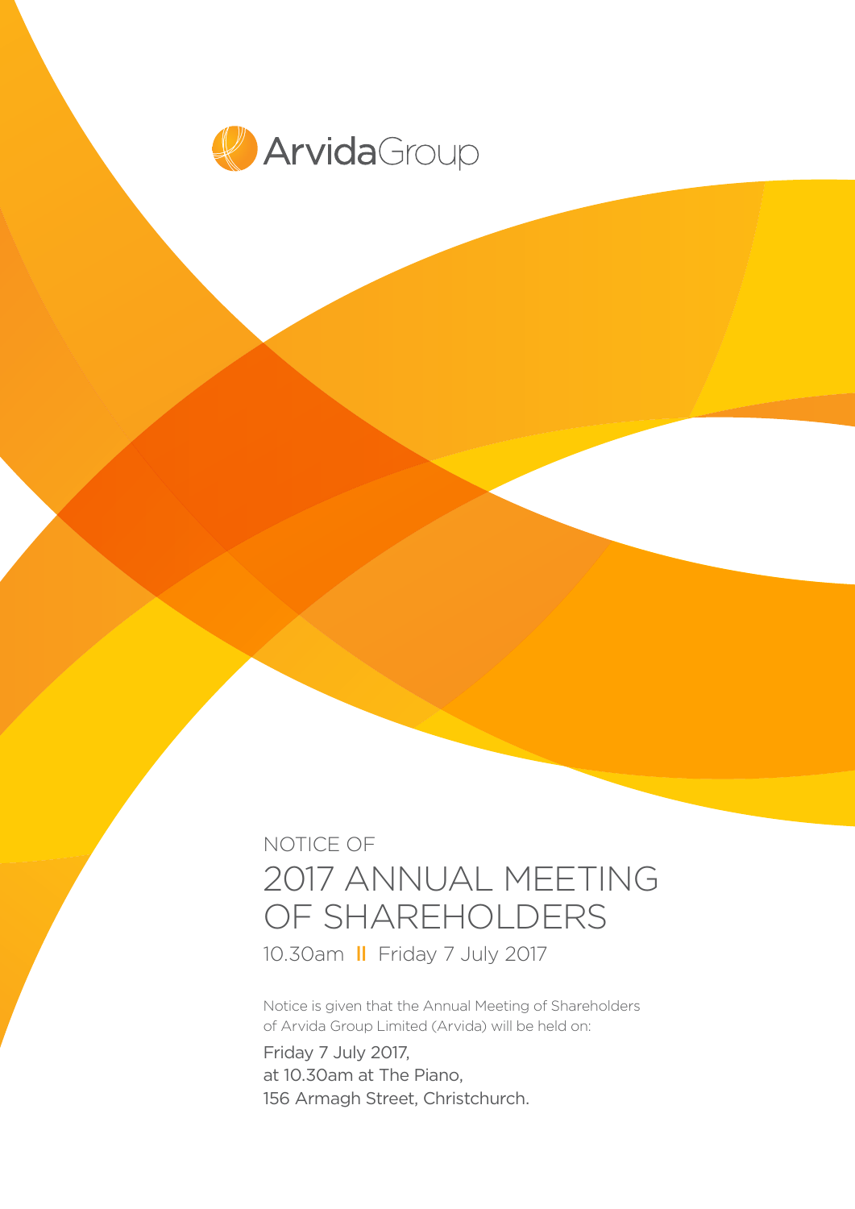ArvidaGroup

NOTICE OF

# 2017 ANNUAL MEETING OF SHAREHOLDERS

10.30am II Friday 7 July 2017

Notice is given that the Annual Meeting of Shareholders of Arvida Group Limited (Arvida) will be held on:

Friday 7 July 2017,
at 10.30am at The Piano,
156 Armagh Street, Christchurch.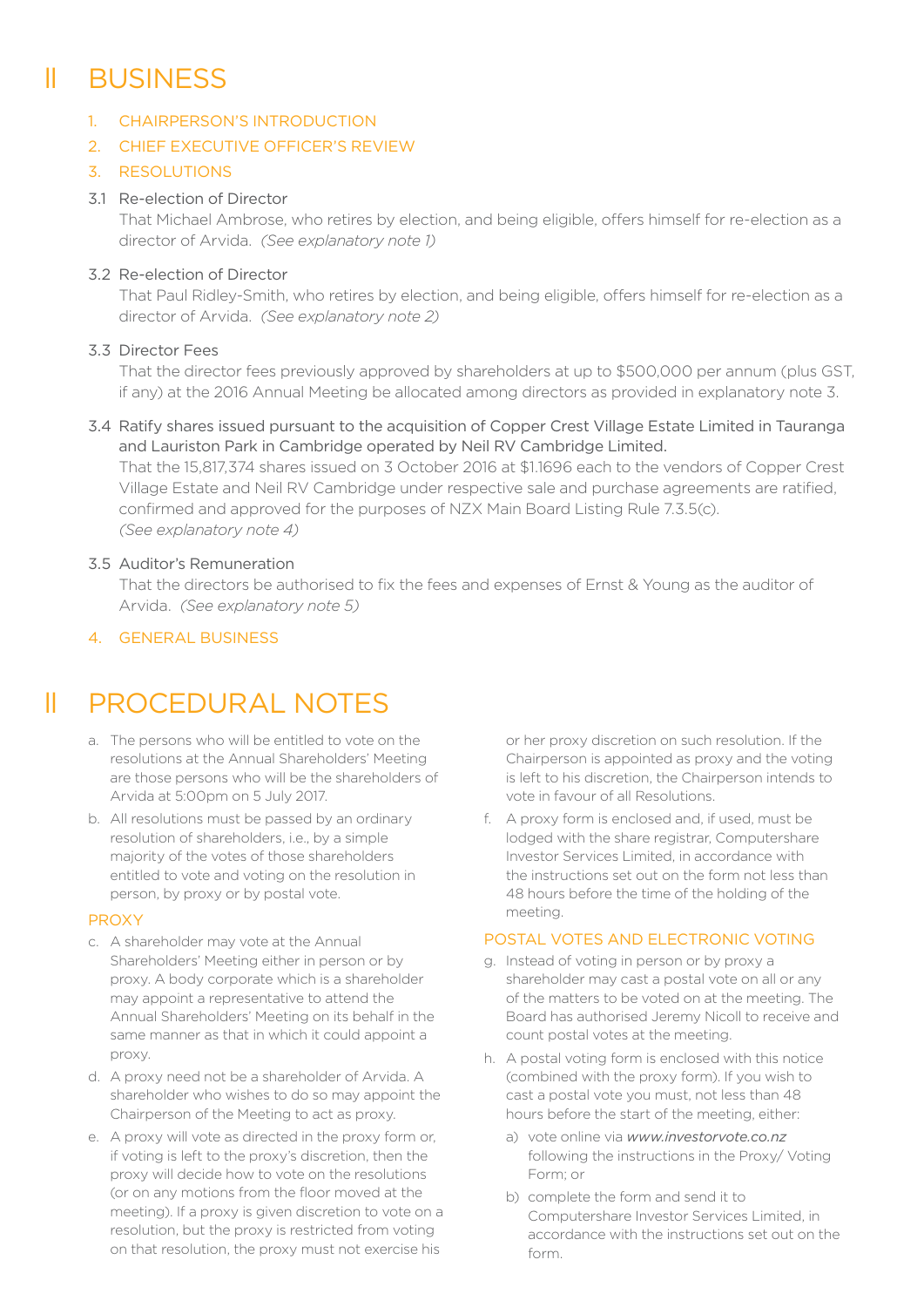# II BUSINESS

1. CHAIRPERSON'S INTRODUCTION
2. CHIEF EXECUTIVE OFFICER'S REVIEW
3. RESOLUTIONS

3.1 Re-election of Director

That Michael Ambrose, who retires by election, and being eligible, offers himself for re-election as a director of Arvida. *(See explanatory note 1)*

3.2 Re-election of Director

That Paul Ridley-Smith, who retires by election, and being eligible, offers himself for re-election as a director of Arvida. *(See explanatory note 2)*

3.3 Director Fees

That the director fees previously approved by shareholders at up to $500,000 per annum (plus GST, if any) at the 2016 Annual Meeting be allocated among directors as provided in explanatory note 3.

3.4 Ratify shares issued pursuant to the acquisition of Copper Crest Village Estate Limited in Tauranga and Lauriston Park in Cambridge operated by Neil RV Cambridge Limited.

That the 15,817,374 shares issued on 3 October 2016 at $1.1696 each to the vendors of Copper Crest Village Estate and Neil RV Cambridge under respective sale and purchase agreements are ratified, confirmed and approved for the purposes of NZX Main Board Listing Rule 7.3.5(c). *(See explanatory note 4)*

3.5 Auditor's Remuneration

That the directors be authorised to fix the fees and expenses of Ernst & Young as the auditor of Arvida. *(See explanatory note 5)*

4. GENERAL BUSINESS

# II PROCEDURAL NOTES

a. The persons who will be entitled to vote on the resolutions at the Annual Shareholders' Meeting are those persons who will be the shareholders of Arvida at 5:00pm on 5 July 2017.

b. All resolutions must be passed by an ordinary resolution of shareholders, i.e., by a simple majority of the votes of those shareholders entitled to vote and voting on the resolution in person, by proxy or by postal vote.

## PROXY

c. A shareholder may vote at the Annual Shareholders' Meeting either in person or by proxy. A body corporate which is a shareholder may appoint a representative to attend the Annual Shareholders' Meeting on its behalf in the same manner as that in which it could appoint a proxy.

d. A proxy need not be a shareholder of Arvida. A shareholder who wishes to do so may appoint the Chairperson of the Meeting to act as proxy.

e. A proxy will vote as directed in the proxy form or, if voting is left to the proxy's discretion, then the proxy will decide how to vote on the resolutions (or on any motions from the floor moved at the meeting). If a proxy is given discretion to vote on a resolution, but the proxy is restricted from voting on that resolution, the proxy must not exercise his or her proxy discretion on such resolution. If the Chairperson is appointed as proxy and the voting is left to his discretion, the Chairperson intends to vote in favour of all Resolutions.

f. A proxy form is enclosed and, if used, must be lodged with the share registrar, Computershare Investor Services Limited, in accordance with the instructions set out on the form not less than 48 hours before the time of the holding of the meeting.

## POSTAL VOTES AND ELECTRONIC VOTING

g. Instead of voting in person or by proxy a shareholder may cast a postal vote on all or any of the matters to be voted on at the meeting. The Board has authorised Jeremy Nicoll to receive and count postal votes at the meeting.

h. A postal voting form is enclosed with this notice (combined with the proxy form). If you wish to cast a postal vote you must, not less than 48 hours before the start of the meeting, either:

   a) vote online via *www.investorvote.co.nz* following the instructions in the Proxy/ Voting Form; or

   b) complete the form and send it to Computershare Investor Services Limited, in accordance with the instructions set out on the form.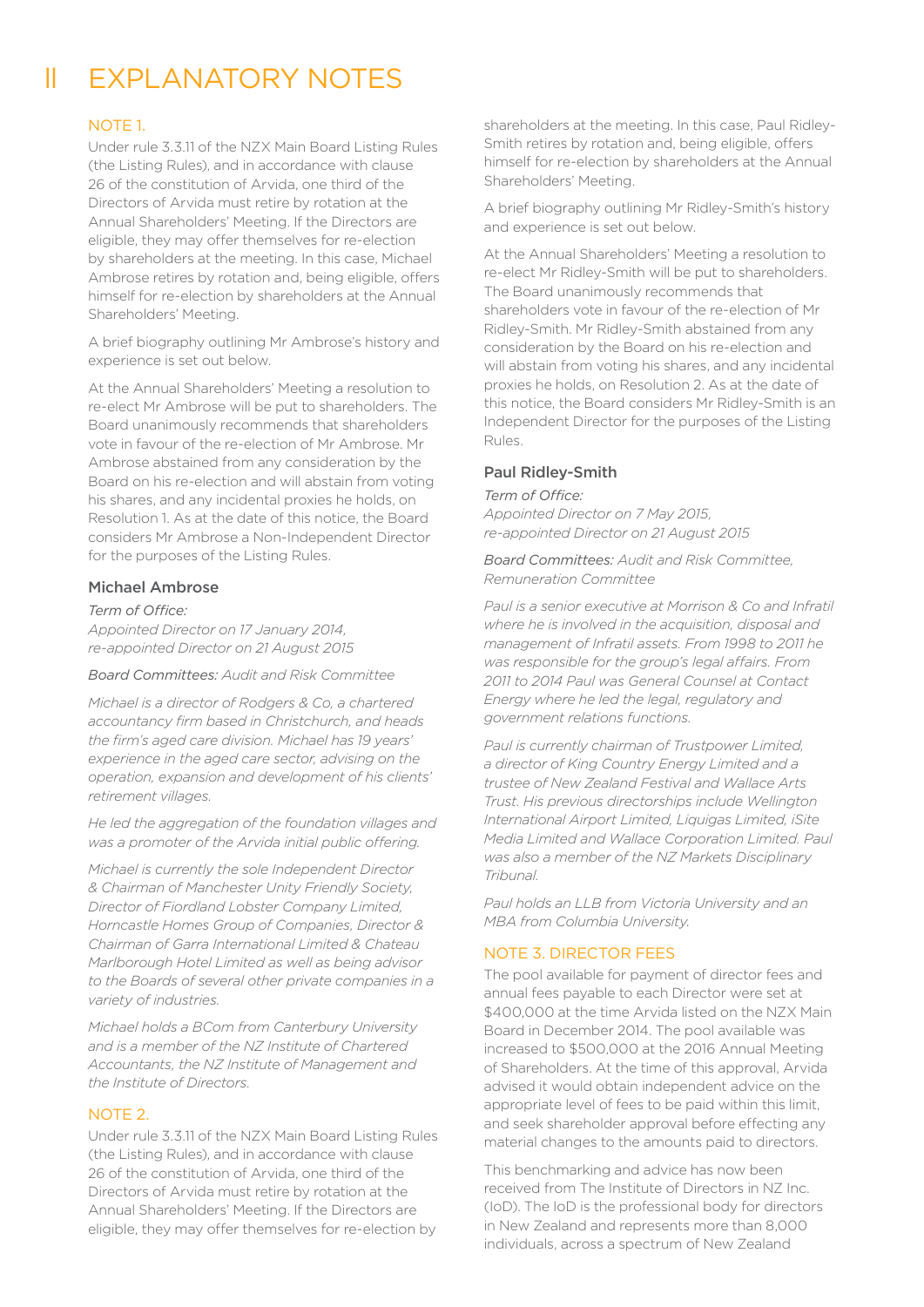# II EXPLANATORY NOTES

## NOTE 1.

Under rule 3.3.11 of the NZX Main Board Listing Rules (the Listing Rules), and in accordance with clause 26 of the constitution of Arvida, one third of the Directors of Arvida must retire by rotation at the Annual Shareholders' Meeting. If the Directors are eligible, they may offer themselves for re-election by shareholders at the meeting. In this case, Michael Ambrose retires by rotation and, being eligible, offers himself for re-election by shareholders at the Annual Shareholders' Meeting.

A brief biography outlining Mr Ambrose's history and experience is set out below.

At the Annual Shareholders' Meeting a resolution to re-elect Mr Ambrose will be put to shareholders. The Board unanimously recommends that shareholders vote in favour of the re-election of Mr Ambrose. Mr Ambrose abstained from any consideration by the Board on his re-election and will abstain from voting his shares, and any incidental proxies he holds, on Resolution 1. As at the date of this notice, the Board considers Mr Ambrose a Non-Independent Director for the purposes of the Listing Rules.

### Michael Ambrose

*Term of Office:*
*Appointed Director on 17 January 2014, re-appointed Director on 21 August 2015*

*Board Committees: Audit and Risk Committee*

*Michael is a director of Rodgers & Co, a chartered accountancy firm based in Christchurch, and heads the firm's aged care division. Michael has 19 years' experience in the aged care sector, advising on the operation, expansion and development of his clients' retirement villages.*

*He led the aggregation of the foundation villages and was a promoter of the Arvida initial public offering.*

*Michael is currently the sole Independent Director & Chairman of Manchester Unity Friendly Society, Director of Fiordland Lobster Company Limited, Horncastle Homes Group of Companies, Director & Chairman of Garra International Limited & Chateau Marlborough Hotel Limited as well as being advisor to the Boards of several other private companies in a variety of industries.*

*Michael holds a BCom from Canterbury University and is a member of the NZ Institute of Chartered Accountants, the NZ Institute of Management and the Institute of Directors.*

## NOTE 2.

Under rule 3.3.11 of the NZX Main Board Listing Rules (the Listing Rules), and in accordance with clause 26 of the constitution of Arvida, one third of the Directors of Arvida must retire by rotation at the Annual Shareholders' Meeting. If the Directors are eligible, they may offer themselves for re-election by shareholders at the meeting. In this case, Paul Ridley-Smith retires by rotation and, being eligible, offers himself for re-election by shareholders at the Annual Shareholders' Meeting.

A brief biography outlining Mr Ridley-Smith's history and experience is set out below.

At the Annual Shareholders' Meeting a resolution to re-elect Mr Ridley-Smith will be put to shareholders. The Board unanimously recommends that shareholders vote in favour of the re-election of Mr Ridley-Smith. Mr Ridley-Smith abstained from any consideration by the Board on his re-election and will abstain from voting his shares, and any incidental proxies he holds, on Resolution 2. As at the date of this notice, the Board considers Mr Ridley-Smith is an Independent Director for the purposes of the Listing Rules.

### Paul Ridley-Smith

*Term of Office:*
*Appointed Director on 7 May 2015, re-appointed Director on 21 August 2015*

*Board Committees: Audit and Risk Committee, Remuneration Committee*

*Paul is a senior executive at Morrison & Co and Infratil where he is involved in the acquisition, disposal and management of Infratil assets. From 1998 to 2011 he was responsible for the group's legal affairs. From 2011 to 2014 Paul was General Counsel at Contact Energy where he led the legal, regulatory and government relations functions.*

*Paul is currently chairman of Trustpower Limited, a director of King Country Energy Limited and a trustee of New Zealand Festival and Wallace Arts Trust. His previous directorships include Wellington International Airport Limited, Liquigas Limited, iSite Media Limited and Wallace Corporation Limited. Paul was also a member of the NZ Markets Disciplinary Tribunal.*

*Paul holds an LLB from Victoria University and an MBA from Columbia University.*

## NOTE 3. DIRECTOR FEES

The pool available for payment of director fees and annual fees payable to each Director were set at $400,000 at the time Arvida listed on the NZX Main Board in December 2014. The pool available was increased to $500,000 at the 2016 Annual Meeting of Shareholders. At the time of this approval, Arvida advised it would obtain independent advice on the appropriate level of fees to be paid within this limit, and seek shareholder approval before effecting any material changes to the amounts paid to directors.

This benchmarking and advice has now been received from The Institute of Directors in NZ Inc. (IoD). The IoD is the professional body for directors in New Zealand and represents more than 8,000 individuals, across a spectrum of New Zealand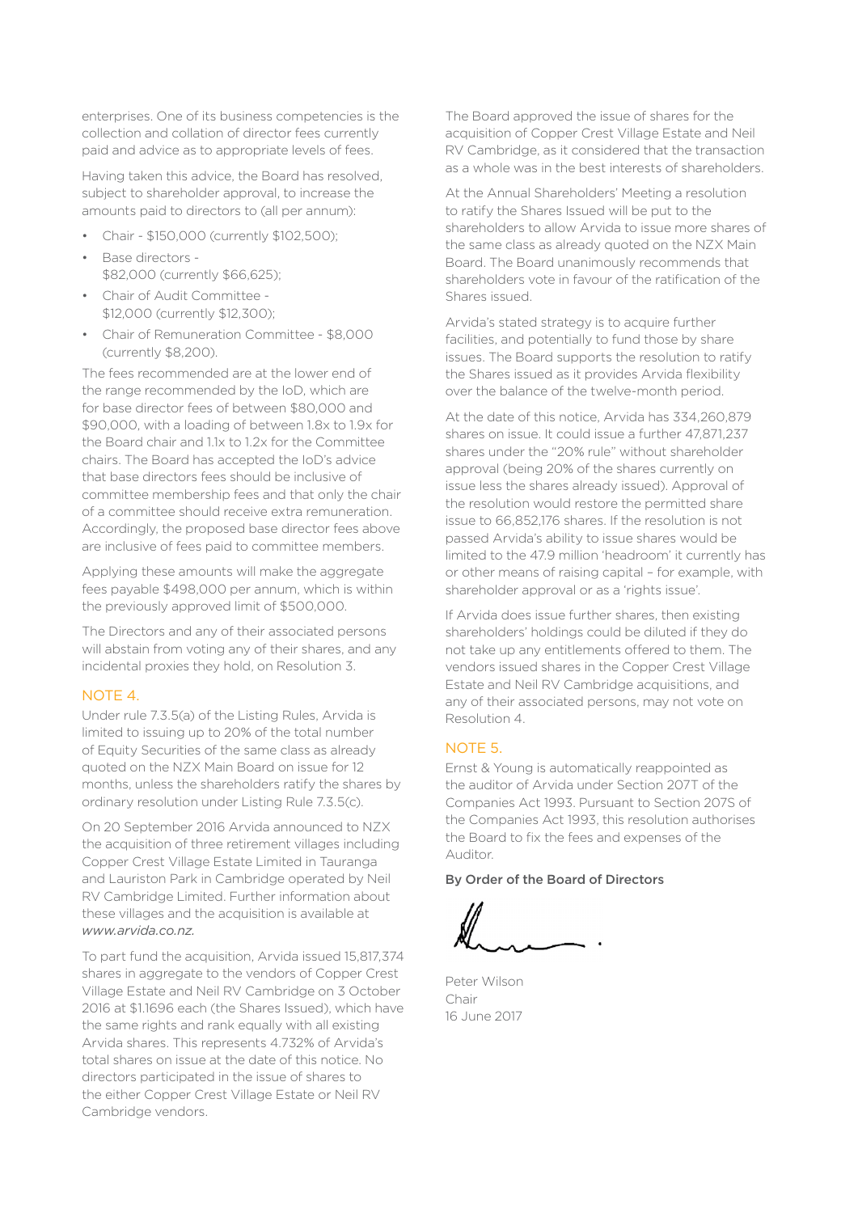enterprises. One of its business competencies is the collection and collation of director fees currently paid and advice as to appropriate levels of fees.

Having taken this advice, the Board has resolved, subject to shareholder approval, to increase the amounts paid to directors to (all per annum):

- Chair - $150,000 (currently $102,500);
- Base directors - $82,000 (currently $66,625);
- Chair of Audit Committee - $12,000 (currently $12,300);
- Chair of Remuneration Committee - $8,000 (currently $8,200).

The fees recommended are at the lower end of the range recommended by the IoD, which are for base director fees of between $80,000 and $90,000, with a loading of between 1.8x to 1.9x for the Board chair and 1.1x to 1.2x for the Committee chairs. The Board has accepted the IoD's advice that base directors fees should be inclusive of committee membership fees and that only the chair of a committee should receive extra remuneration. Accordingly, the proposed base director fees above are inclusive of fees paid to committee members.

Applying these amounts will make the aggregate fees payable $498,000 per annum, which is within the previously approved limit of $500,000.

The Directors and any of their associated persons will abstain from voting any of their shares, and any incidental proxies they hold, on Resolution 3.

## NOTE 4.

Under rule 7.3.5(a) of the Listing Rules, Arvida is limited to issuing up to 20% of the total number of Equity Securities of the same class as already quoted on the NZX Main Board on issue for 12 months, unless the shareholders ratify the shares by ordinary resolution under Listing Rule 7.3.5(c).

On 20 September 2016 Arvida announced to NZX the acquisition of three retirement villages including Copper Crest Village Estate Limited in Tauranga and Lauriston Park in Cambridge operated by Neil RV Cambridge Limited. Further information about these villages and the acquisition is available at *www.arvida.co.nz.*

To part fund the acquisition, Arvida issued 15,817,374 shares in aggregate to the vendors of Copper Crest Village Estate and Neil RV Cambridge on 3 October 2016 at $1.1696 each (the Shares Issued), which have the same rights and rank equally with all existing Arvida shares. This represents 4.732% of Arvida's total shares on issue at the date of this notice. No directors participated in the issue of shares to the either Copper Crest Village Estate or Neil RV Cambridge vendors.

The Board approved the issue of shares for the acquisition of Copper Crest Village Estate and Neil RV Cambridge, as it considered that the transaction as a whole was in the best interests of shareholders.

At the Annual Shareholders' Meeting a resolution to ratify the Shares Issued will be put to the shareholders to allow Arvida to issue more shares of the same class as already quoted on the NZX Main Board. The Board unanimously recommends that shareholders vote in favour of the ratification of the Shares issued.

Arvida's stated strategy is to acquire further facilities, and potentially to fund those by share issues. The Board supports the resolution to ratify the Shares issued as it provides Arvida flexibility over the balance of the twelve-month period.

At the date of this notice, Arvida has 334,260,879 shares on issue. It could issue a further 47,871,237 shares under the "20% rule" without shareholder approval (being 20% of the shares currently on issue less the shares already issued). Approval of the resolution would restore the permitted share issue to 66,852,176 shares. If the resolution is not passed Arvida's ability to issue shares would be limited to the 47.9 million 'headroom' it currently has or other means of raising capital – for example, with shareholder approval or as a 'rights issue'.

If Arvida does issue further shares, then existing shareholders' holdings could be diluted if they do not take up any entitlements offered to them. The vendors issued shares in the Copper Crest Village Estate and Neil RV Cambridge acquisitions, and any of their associated persons, may not vote on Resolution 4.

## NOTE 5.

Ernst & Young is automatically reappointed as the auditor of Arvida under Section 207T of the Companies Act 1993. Pursuant to Section 207S of the Companies Act 1993, this resolution authorises the Board to fix the fees and expenses of the Auditor.

**By Order of the Board of Directors**

Peter Wilson
Chair
16 June 2017